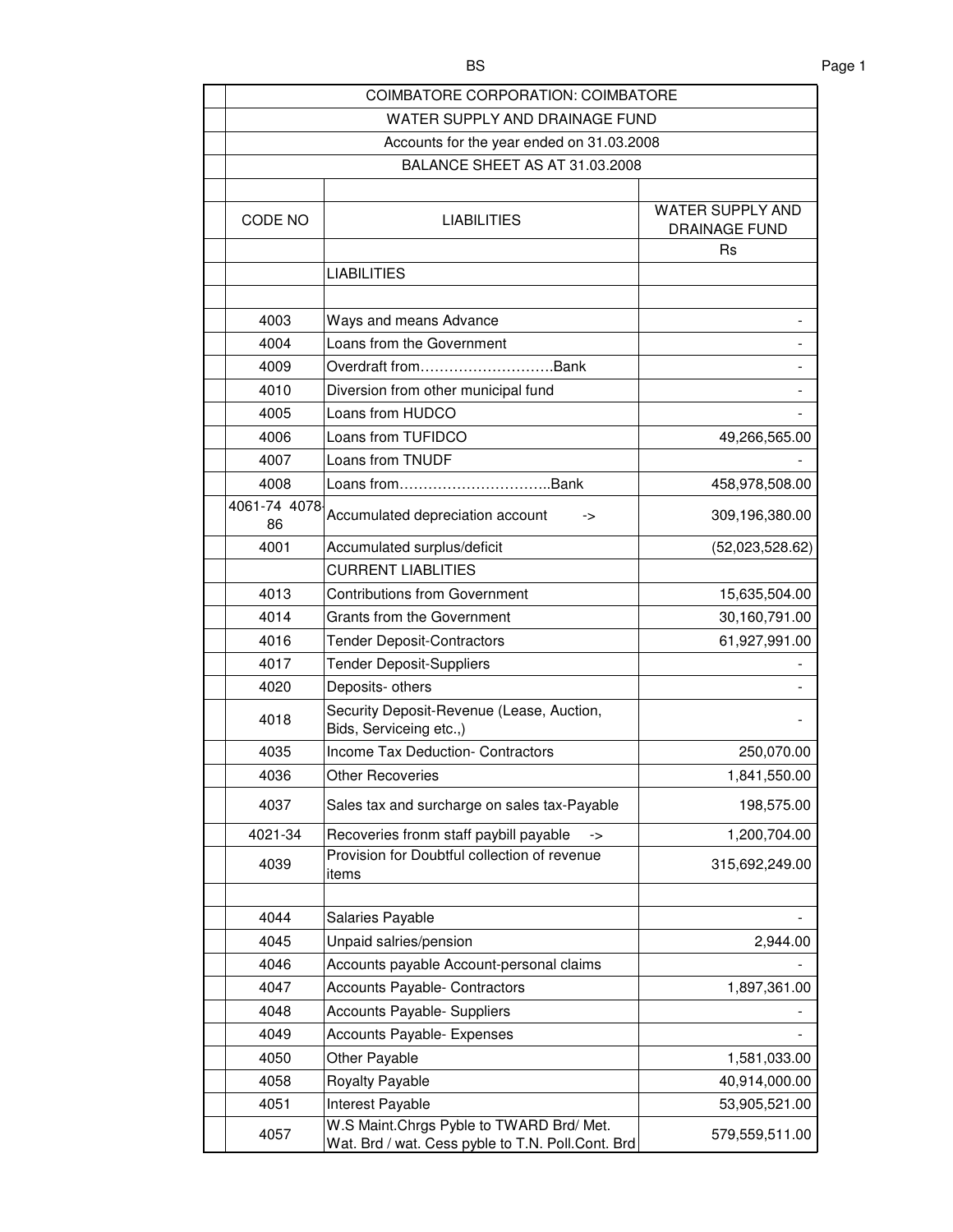| | | |
|---|---|---|
| COIMBATORE CORPORATION: COIMBATORE | | |
| WATER SUPPLY AND DRAINAGE FUND | | |
| Accounts for the year ended on 31.03.2008 | | |
| BALANCE SHEET AS AT 31.03.2008 | | |
| | | |
| CODE NO | LIABILITIES | WATER SUPPLY AND DRAINAGE FUND |
| | | Rs |
| | LIABILITIES | |
| | | |
| 4003 | Ways and means Advance | - |
| 4004 | Loans from the Government | - |
| 4009 | Overdraft from……………………….Bank | - |
| 4010 | Diversion from other municipal fund | - |
| 4005 | Loans from HUDCO | - |
| 4006 | Loans from TUFIDCO | 49,266,565.00 |
| 4007 | Loans from TNUDF | - |
| 4008 | Loans from…………………………..Bank | 458,978,508.00 |
| 4061-74 4078-86 | Accumulated depreciation account -> | 309,196,380.00 |
| 4001 | Accumulated surplus/deficit | (52,023,528.62) |
| | CURRENT LIABLITIES | |
| 4013 | Contributions from Government | 15,635,504.00 |
| 4014 | Grants from the Government | 30,160,791.00 |
| 4016 | Tender Deposit-Contractors | 61,927,991.00 |
| 4017 | Tender Deposit-Suppliers | - |
| 4020 | Deposits- others | - |
| 4018 | Security Deposit-Revenue (Lease, Auction, Bids, Serviceing etc.,) | - |
| 4035 | Income Tax Deduction- Contractors | 250,070.00 |
| 4036 | Other Recoveries | 1,841,550.00 |
| 4037 | Sales tax and surcharge on sales tax-Payable | 198,575.00 |
| 4021-34 | Recoveries fronm staff paybill payable -> | 1,200,704.00 |
| 4039 | Provision for Doubtful collection of revenue items | 315,692,249.00 |
| | | |
| 4044 | Salaries Payable | - |
| 4045 | Unpaid salries/pension | 2,944.00 |
| 4046 | Accounts payable Account-personal claims | - |
| 4047 | Accounts Payable- Contractors | 1,897,361.00 |
| 4048 | Accounts Payable- Suppliers | - |
| 4049 | Accounts Payable- Expenses | - |
| 4050 | Other Payable | 1,581,033.00 |
| 4058 | Royalty Payable | 40,914,000.00 |
| 4051 | Interest Payable | 53,905,521.00 |
| 4057 | W.S Maint.Chrgs Pyble to TWARD Brd/ Met. Wat. Brd / wat. Cess pyble to T.N. Poll.Cont. Brd | 579,559,511.00 |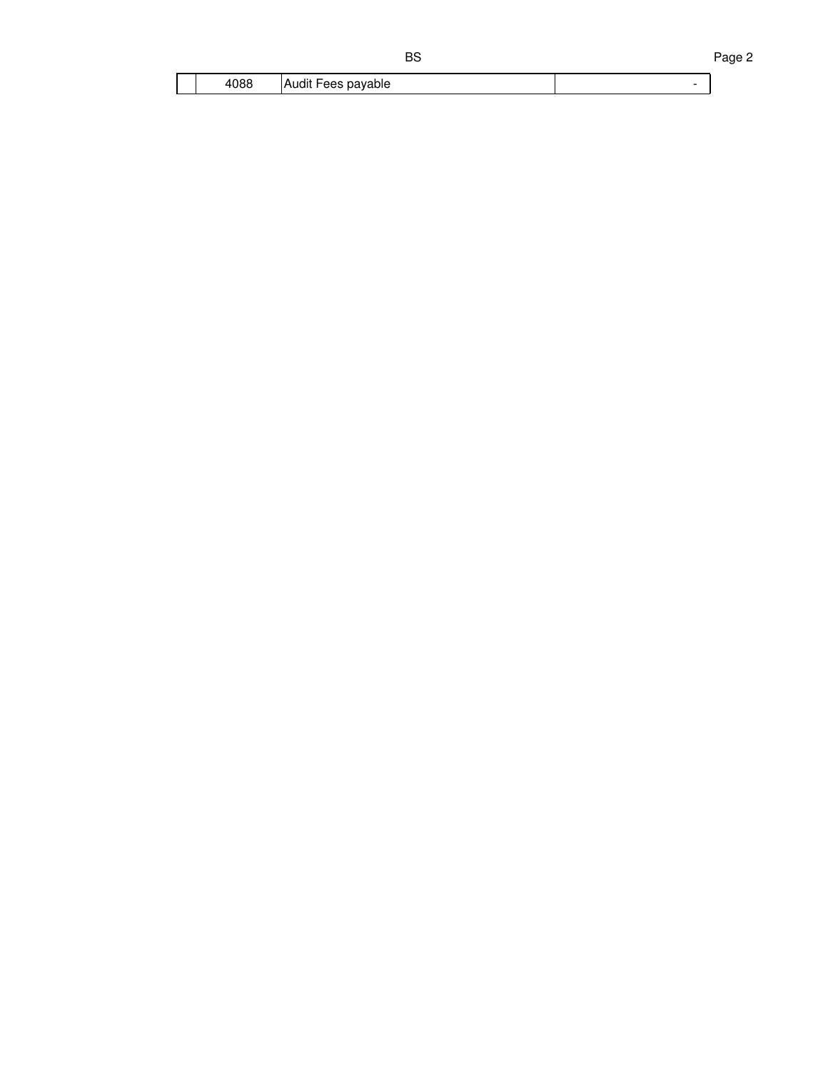|  | 4088 | Audit Fees payable | - |
|---|---|---|---|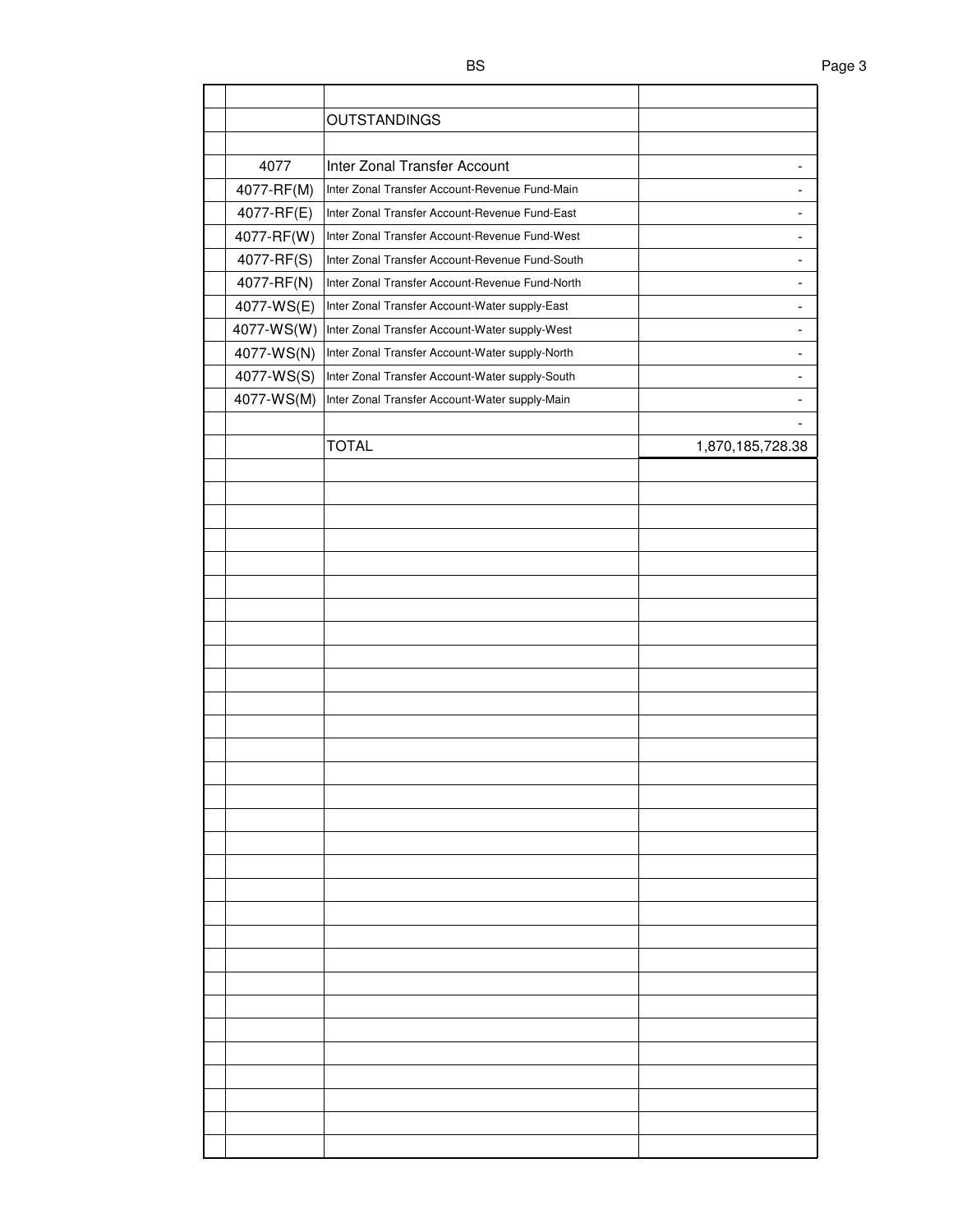| | | | |
|---|---|---|---|
| | | OUTSTANDINGS | |
| | | | |
| | 4077 | Inter Zonal Transfer Account | - |
| | 4077-RF(M) | Inter Zonal Transfer Account-Revenue Fund-Main | - |
| | 4077-RF(E) | Inter Zonal Transfer Account-Revenue Fund-East | - |
| | 4077-RF(W) | Inter Zonal Transfer Account-Revenue Fund-West | - |
| | 4077-RF(S) | Inter Zonal Transfer Account-Revenue Fund-South | - |
| | 4077-RF(N) | Inter Zonal Transfer Account-Revenue Fund-North | - |
| | 4077-WS(E) | Inter Zonal Transfer Account-Water supply-East | - |
| | 4077-WS(W) | Inter Zonal Transfer Account-Water supply-West | - |
| | 4077-WS(N) | Inter Zonal Transfer Account-Water supply-North | - |
| | 4077-WS(S) | Inter Zonal Transfer Account-Water supply-South | - |
| | 4077-WS(M) | Inter Zonal Transfer Account-Water supply-Main | - |
| | | | - |
| | | TOTAL | 1,870,185,728.38 |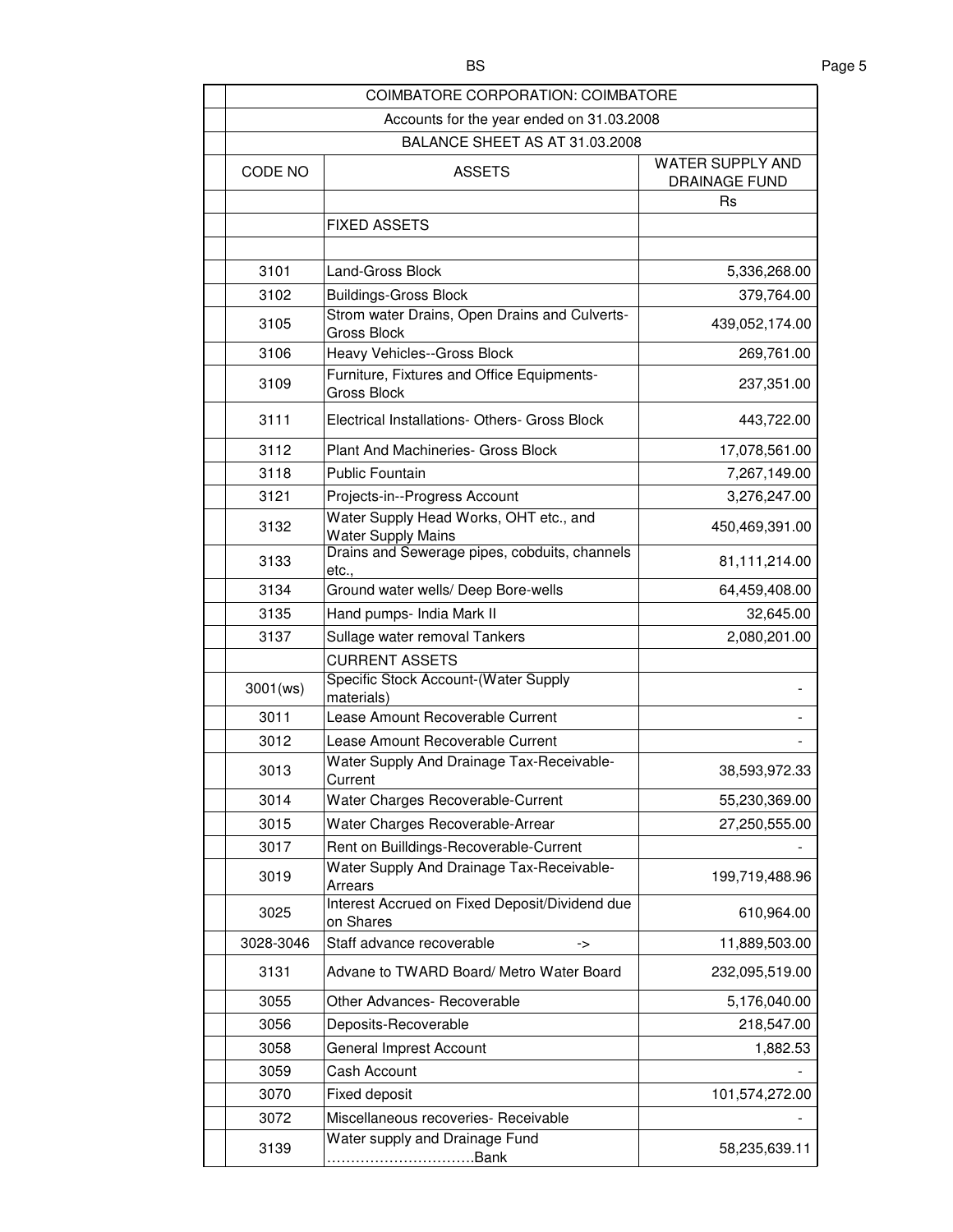| COIMBATORE CORPORATION: COIMBATORE | | |
|---|---|---|
| Accounts for the year ended on 31.03.2008 | | |
| BALANCE SHEET AS AT 31.03.2008 | | |
| CODE NO | ASSETS | WATER SUPPLY AND DRAINAGE FUND |
| | | Rs |
| | FIXED ASSETS | |
| | | |
| 3101 | Land-Gross Block | 5,336,268.00 |
| 3102 | Buildings-Gross Block | 379,764.00 |
| 3105 | Strom water Drains, Open Drains and Culverts-Gross Block | 439,052,174.00 |
| 3106 | Heavy Vehicles--Gross Block | 269,761.00 |
| 3109 | Furniture, Fixtures and Office Equipments-Gross Block | 237,351.00 |
| 3111 | Electrical Installations- Others- Gross Block | 443,722.00 |
| 3112 | Plant And Machineries- Gross Block | 17,078,561.00 |
| 3118 | Public Fountain | 7,267,149.00 |
| 3121 | Projects-in--Progress Account | 3,276,247.00 |
| 3132 | Water Supply Head Works, OHT etc., and Water Supply Mains | 450,469,391.00 |
| 3133 | Drains and Sewerage pipes, cobduits, channels etc., | 81,111,214.00 |
| 3134 | Ground water wells/ Deep Bore-wells | 64,459,408.00 |
| 3135 | Hand pumps- India Mark II | 32,645.00 |
| 3137 | Sullage water removal Tankers | 2,080,201.00 |
| | CURRENT ASSETS | |
| 3001(ws) | Specific Stock Account-(Water Supply materials) | - |
| 3011 | Lease Amount Recoverable Current | - |
| 3012 | Lease Amount Recoverable Current | - |
| 3013 | Water Supply And Drainage Tax-Receivable-Current | 38,593,972.33 |
| 3014 | Water Charges Recoverable-Current | 55,230,369.00 |
| 3015 | Water Charges Recoverable-Arrear | 27,250,555.00 |
| 3017 | Rent on Builldings-Recoverable-Current | - |
| 3019 | Water Supply And Drainage Tax-Receivable-Arrears | 199,719,488.96 |
| 3025 | Interest Accrued on Fixed Deposit/Dividend due on Shares | 610,964.00 |
| 3028-3046 | Staff advance recoverable -> | 11,889,503.00 |
| 3131 | Advane to TWARD Board/ Metro Water Board | 232,095,519.00 |
| 3055 | Other Advances- Recoverable | 5,176,040.00 |
| 3056 | Deposits-Recoverable | 218,547.00 |
| 3058 | General Imprest Account | 1,882.53 |
| 3059 | Cash Account | - |
| 3070 | Fixed deposit | 101,574,272.00 |
| 3072 | Miscellaneous recoveries- Receivable | - |
| 3139 | Water supply and Drainage Fund ..............................Bank | 58,235,639.11 |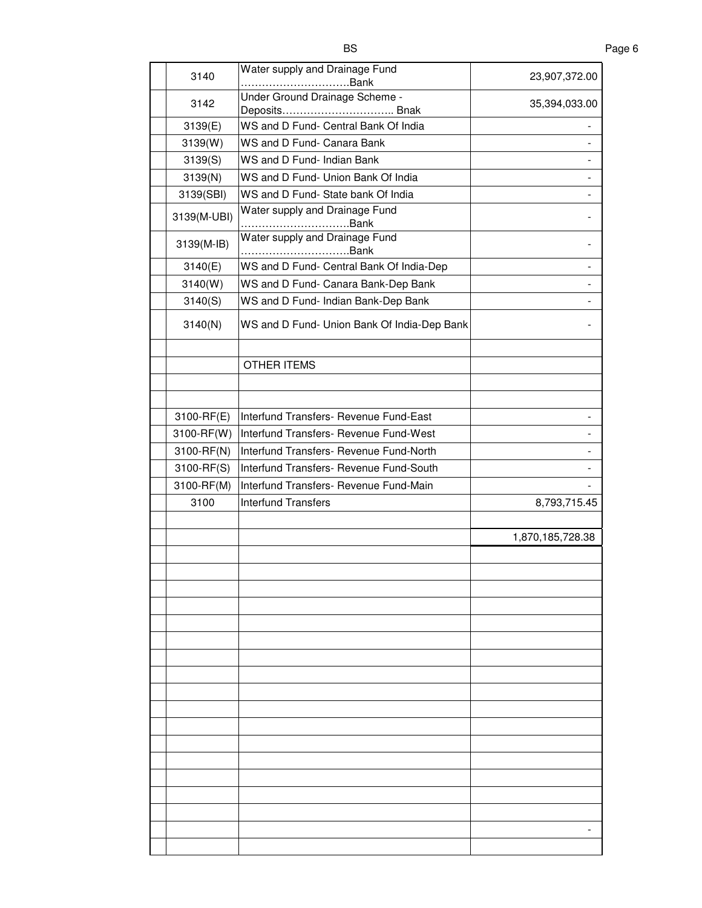| | | | |
|---|---|---|---|
| | 3140 | Water supply and Drainage Fund ………………………….Bank | 23,907,372.00 |
| | 3142 | Under Ground Drainage Scheme - Deposits………………………….. Bnak | 35,394,033.00 |
| | 3139(E) | WS and D Fund- Central Bank Of India | - |
| | 3139(W) | WS and D Fund- Canara Bank | - |
| | 3139(S) | WS and D Fund- Indian Bank | - |
| | 3139(N) | WS and D Fund- Union Bank Of India | - |
| | 3139(SBI) | WS and D Fund- State bank Of India | - |
| | 3139(M-UBI) | Water supply and Drainage Fund ………………………….Bank | - |
| | 3139(M-IB) | Water supply and Drainage Fund ………………………….Bank | - |
| | 3140(E) | WS and D Fund- Central Bank Of India-Dep | - |
| | 3140(W) | WS and D Fund- Canara Bank-Dep Bank | - |
| | 3140(S) | WS and D Fund- Indian Bank-Dep Bank | - |
| | 3140(N) | WS and D Fund- Union Bank Of India-Dep Bank | - |
| | | | |
| | | OTHER ITEMS | |
| | | | |
| | | | |
| | 3100-RF(E) | Interfund Transfers- Revenue Fund-East | - |
| | 3100-RF(W) | Interfund Transfers- Revenue Fund-West | - |
| | 3100-RF(N) | Interfund Transfers- Revenue Fund-North | - |
| | 3100-RF(S) | Interfund Transfers- Revenue Fund-South | - |
| | 3100-RF(M) | Interfund Transfers- Revenue Fund-Main | - |
| | 3100 | Interfund Transfers | 8,793,715.45 |
| | | | |
| | | | 1,870,185,728.38 |
| | | | - |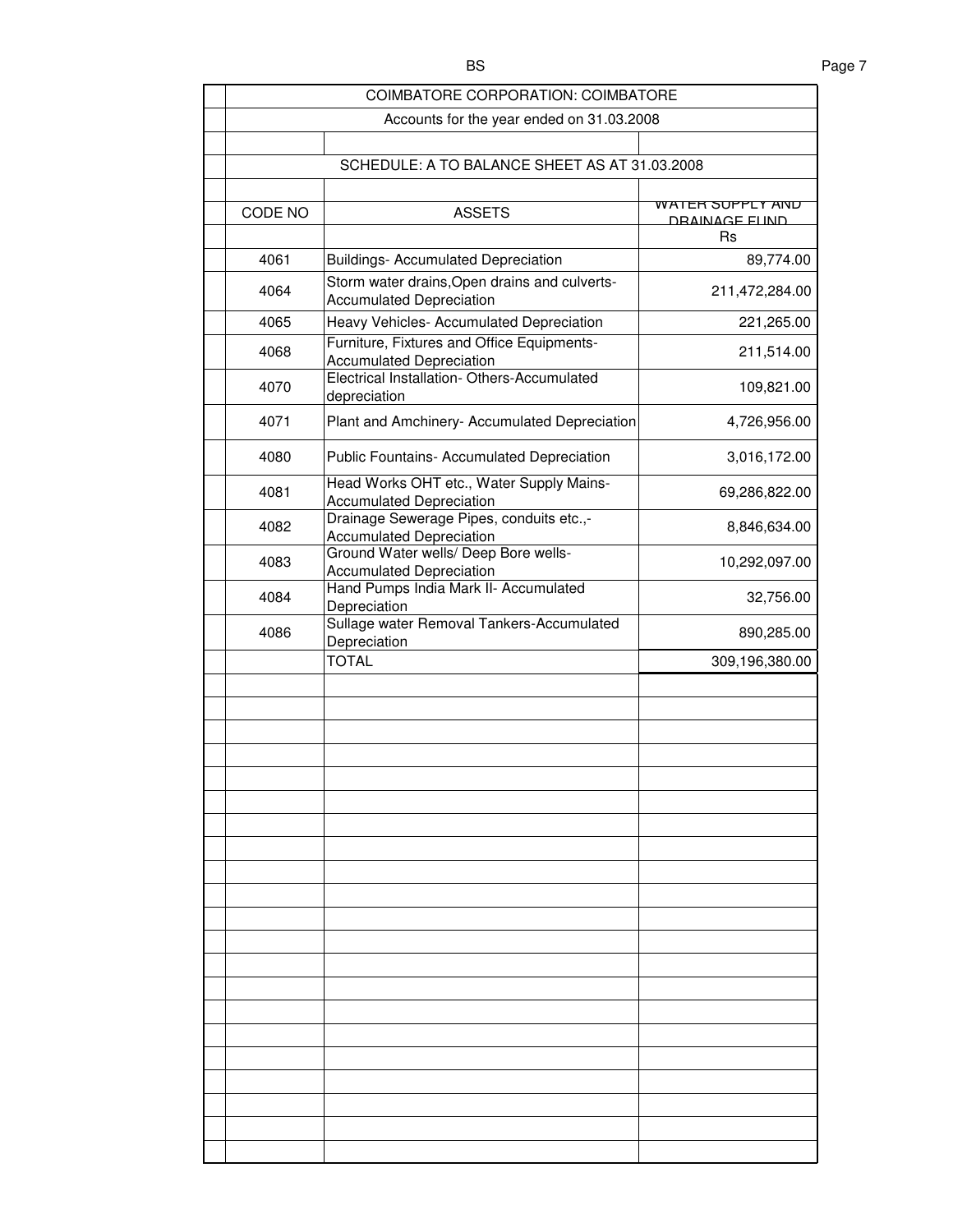COIMBATORE CORPORATION: COIMBATORE

Accounts for the year ended on 31.03.2008

SCHEDULE: A TO BALANCE SHEET AS AT 31.03.2008

| CODE NO | ASSETS | WATER SUPPLY AND DRAINAGE FUND |
|---|---|---|
| | | Rs |
| 4061 | Buildings- Accumulated Depreciation | 89,774.00 |
| 4064 | Storm water drains,Open drains and culverts- Accumulated Depreciation | 211,472,284.00 |
| 4065 | Heavy Vehicles- Accumulated Depreciation | 221,265.00 |
| 4068 | Furniture, Fixtures and Office Equipments- Accumulated Depreciation | 211,514.00 |
| 4070 | Electrical Installation- Others-Accumulated depreciation | 109,821.00 |
| 4071 | Plant and Amchinery- Accumulated Depreciation | 4,726,956.00 |
| 4080 | Public Fountains- Accumulated Depreciation | 3,016,172.00 |
| 4081 | Head Works OHT etc., Water Supply Mains- Accumulated Depreciation | 69,286,822.00 |
| 4082 | Drainage Sewerage Pipes, conduits etc.,- Accumulated Depreciation | 8,846,634.00 |
| 4083 | Ground Water wells/ Deep Bore wells- Accumulated Depreciation | 10,292,097.00 |
| 4084 | Hand Pumps India Mark II- Accumulated Depreciation | 32,756.00 |
| 4086 | Sullage water Removal Tankers-Accumulated Depreciation | 890,285.00 |
| | TOTAL | 309,196,380.00 |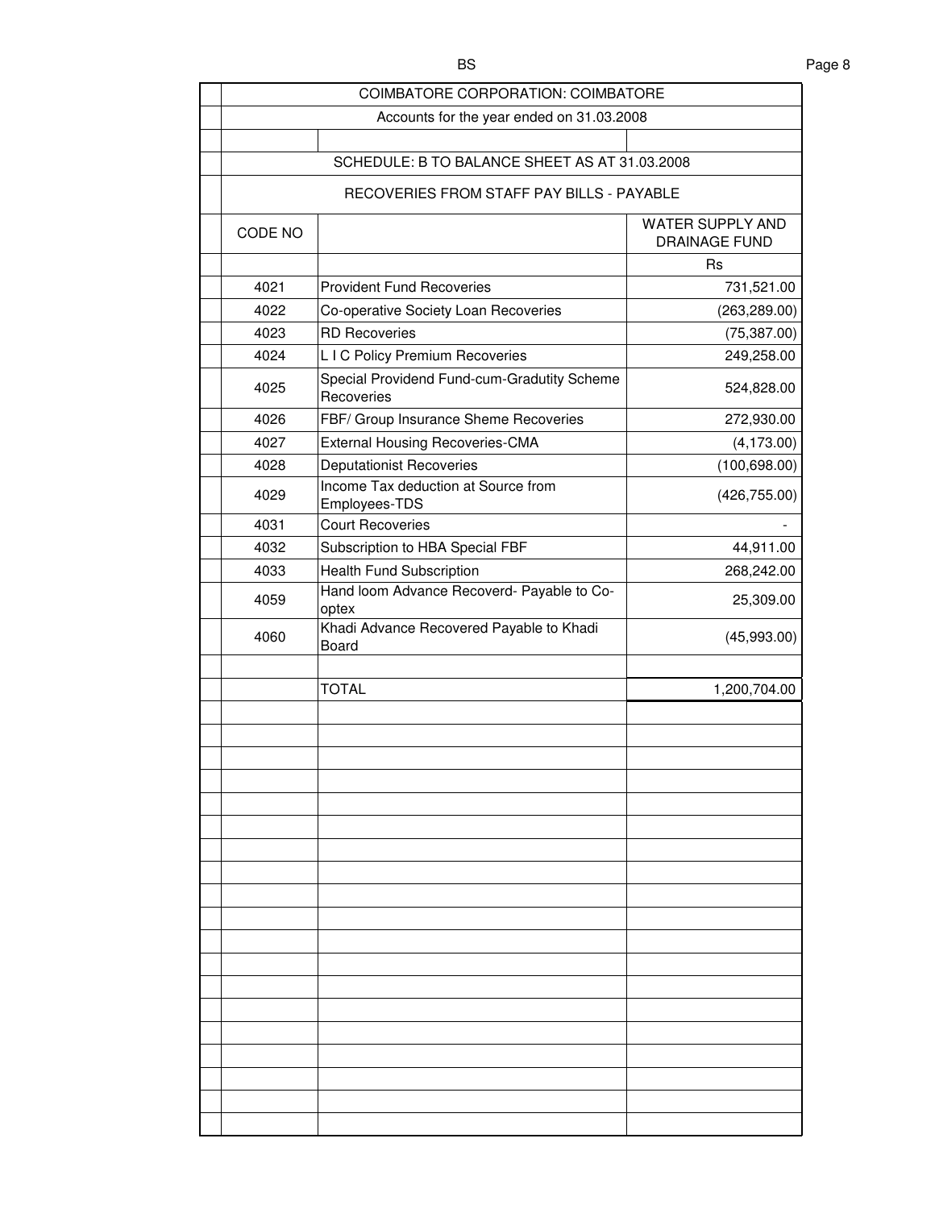COIMBATORE CORPORATION: COIMBATORE

Accounts for the year ended on 31.03.2008

SCHEDULE: B TO BALANCE SHEET AS AT 31.03.2008

RECOVERIES FROM STAFF PAY BILLS - PAYABLE

| CODE NO | | WATER SUPPLY AND DRAINAGE FUND |
|---|---|---|
| | | Rs |
| 4021 | Provident Fund Recoveries | 731,521.00 |
| 4022 | Co-operative Society Loan Recoveries | (263,289.00) |
| 4023 | RD Recoveries | (75,387.00) |
| 4024 | L I C Policy Premium Recoveries | 249,258.00 |
| 4025 | Special Providend Fund-cum-Gradutity Scheme Recoveries | 524,828.00 |
| 4026 | FBF/ Group Insurance Sheme Recoveries | 272,930.00 |
| 4027 | External Housing Recoveries-CMA | (4,173.00) |
| 4028 | Deputationist Recoveries | (100,698.00) |
| 4029 | Income Tax deduction at Source from Employees-TDS | (426,755.00) |
| 4031 | Court Recoveries | - |
| 4032 | Subscription to HBA Special FBF | 44,911.00 |
| 4033 | Health Fund Subscription | 268,242.00 |
| 4059 | Hand loom Advance Recoverd- Payable to Co-optex | 25,309.00 |
| 4060 | Khadi Advance Recovered Payable to Khadi Board | (45,993.00) |
| | | |
| | TOTAL | 1,200,704.00 |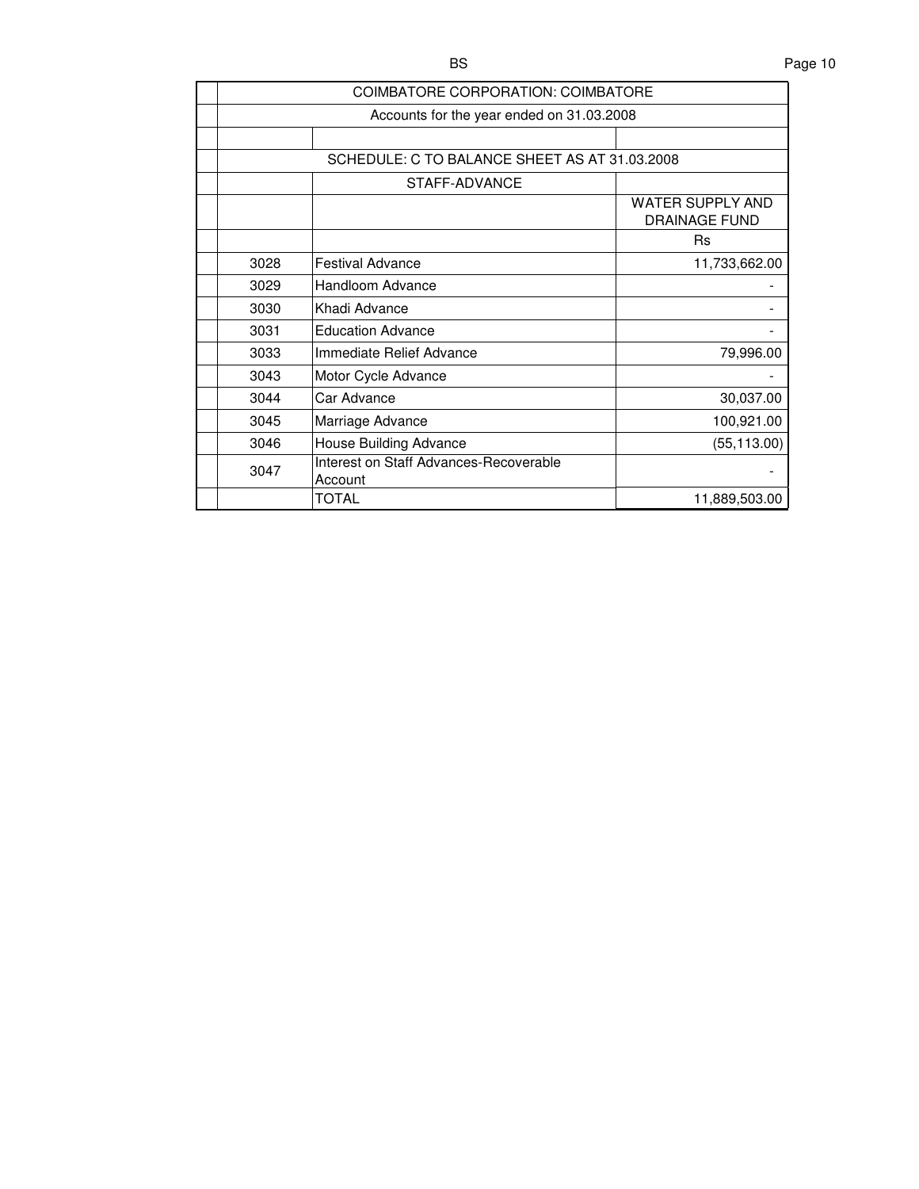# COIMBATORE CORPORATION: COIMBATORE

Accounts for the year ended on 31.03.2008

## SCHEDULE: C TO BALANCE SHEET AS AT 31.03.2008

| | STAFF-ADVANCE | WATER SUPPLY AND DRAINAGE FUND |
|---|---|---|
| | | Rs |
| 3028 | Festival Advance | 11,733,662.00 |
| 3029 | Handloom Advance | - |
| 3030 | Khadi Advance | - |
| 3031 | Education Advance | - |
| 3033 | Immediate Relief Advance | 79,996.00 |
| 3043 | Motor Cycle Advance | - |
| 3044 | Car Advance | 30,037.00 |
| 3045 | Marriage Advance | 100,921.00 |
| 3046 | House Building Advance | (55,113.00) |
| 3047 | Interest on Staff Advances-Recoverable Account | - |
| | TOTAL | 11,889,503.00 |